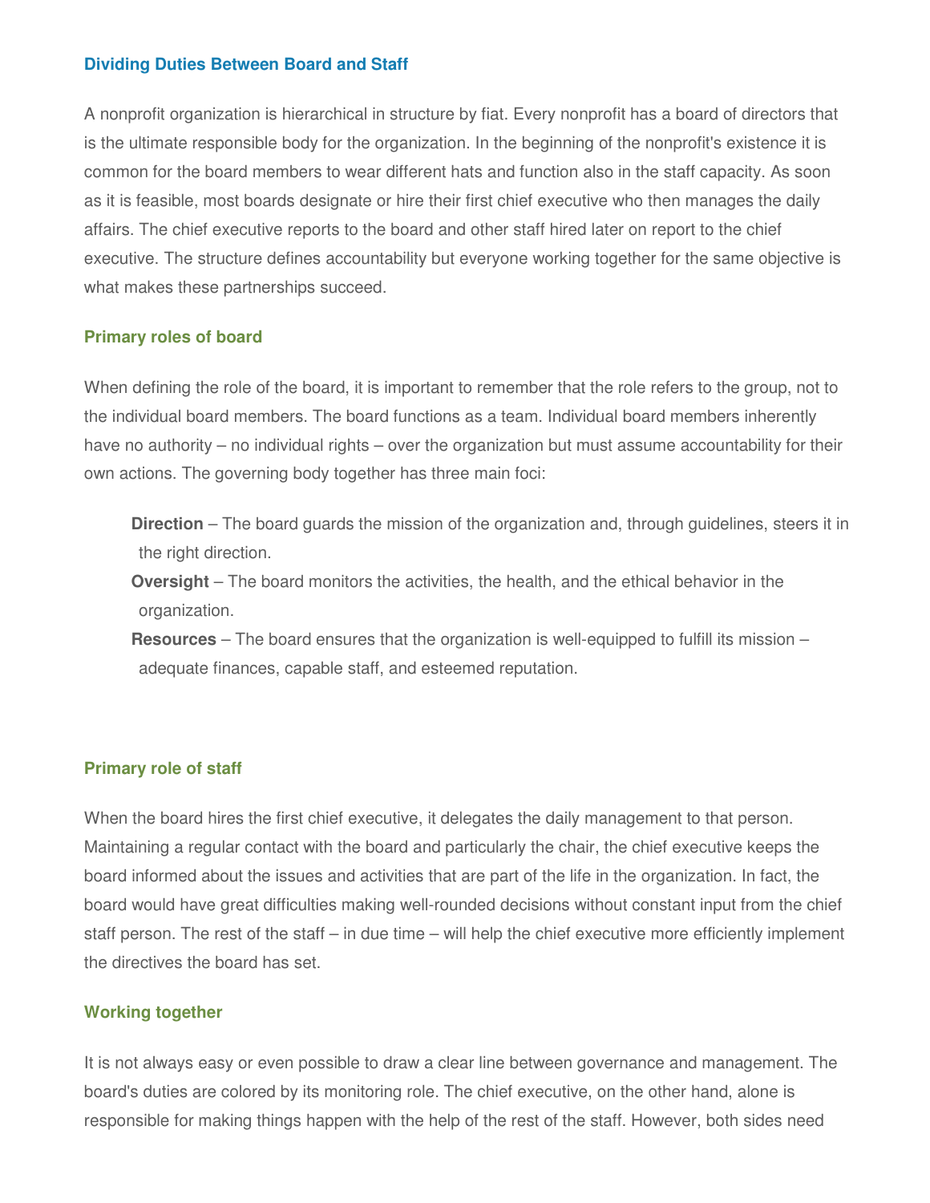## Dividing Duties Between Board and Staff

A nonprofit organization is hierarchical in structure by fiat. Every nonprofit has a board of directors that is the ultimate responsible body for the organization. In the beginning of the nonprofit's existence it is common for the board members to wear different hats and function also in the staff capacity. As soon as it is feasible, most boards designate or hire their first chief executive who then manages the daily affairs. The chief executive reports to the board and other staff hired later on report to the chief executive. The structure defines accountability but everyone working together for the same objective is what makes these partnerships succeed.

### Primary roles of board

When defining the role of the board, it is important to remember that the role refers to the group, not to the individual board members. The board functions as a team. Individual board members inherently have no authority – no individual rights – over the organization but must assume accountability for their own actions. The governing body together has three main foci:

- **Direction** – The board guards the mission of the organization and, through guidelines, steers it in the right direction.
- **Oversight** – The board monitors the activities, the health, and the ethical behavior in the organization.
- **Resources** – The board ensures that the organization is well-equipped to fulfill its mission – adequate finances, capable staff, and esteemed reputation.

### Primary role of staff

When the board hires the first chief executive, it delegates the daily management to that person. Maintaining a regular contact with the board and particularly the chair, the chief executive keeps the board informed about the issues and activities that are part of the life in the organization. In fact, the board would have great difficulties making well-rounded decisions without constant input from the chief staff person. The rest of the staff – in due time – will help the chief executive more efficiently implement the directives the board has set.

### Working together

It is not always easy or even possible to draw a clear line between governance and management. The board's duties are colored by its monitoring role. The chief executive, on the other hand, alone is responsible for making things happen with the help of the rest of the staff. However, both sides need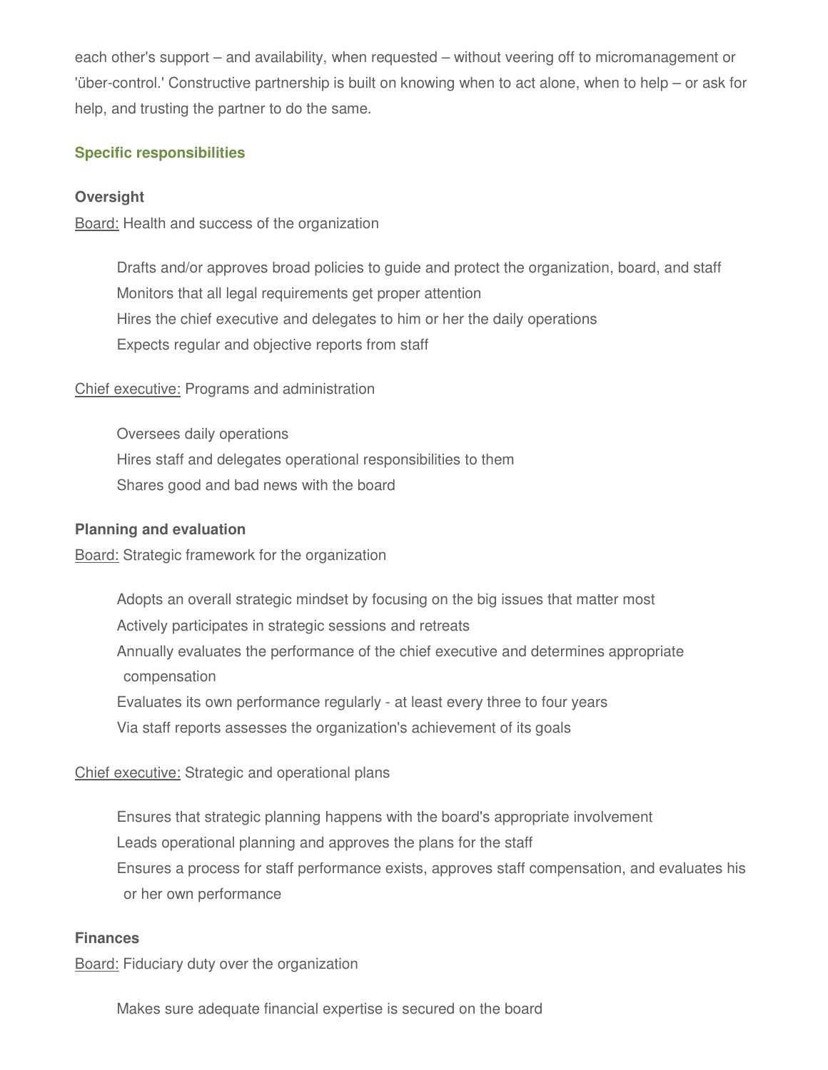each other's support – and availability, when requested – without veering off to micromanagement or 'über-control.' Constructive partnership is built on knowing when to act alone, when to help – or ask for help, and trusting the partner to do the same.

## Specific responsibilities

### Oversight

Board: Health and success of the organization

- Drafts and/or approves broad policies to guide and protect the organization, board, and staff
- Monitors that all legal requirements get proper attention
- Hires the chief executive and delegates to him or her the daily operations
- Expects regular and objective reports from staff

Chief executive: Programs and administration

- Oversees daily operations
- Hires staff and delegates operational responsibilities to them
- Shares good and bad news with the board

### Planning and evaluation

Board: Strategic framework for the organization

- Adopts an overall strategic mindset by focusing on the big issues that matter most
- Actively participates in strategic sessions and retreats
- Annually evaluates the performance of the chief executive and determines appropriate compensation
- Evaluates its own performance regularly - at least every three to four years
- Via staff reports assesses the organization's achievement of its goals

Chief executive: Strategic and operational plans

- Ensures that strategic planning happens with the board's appropriate involvement
- Leads operational planning and approves the plans for the staff
- Ensures a process for staff performance exists, approves staff compensation, and evaluates his or her own performance

### Finances

Board: Fiduciary duty over the organization

- Makes sure adequate financial expertise is secured on the board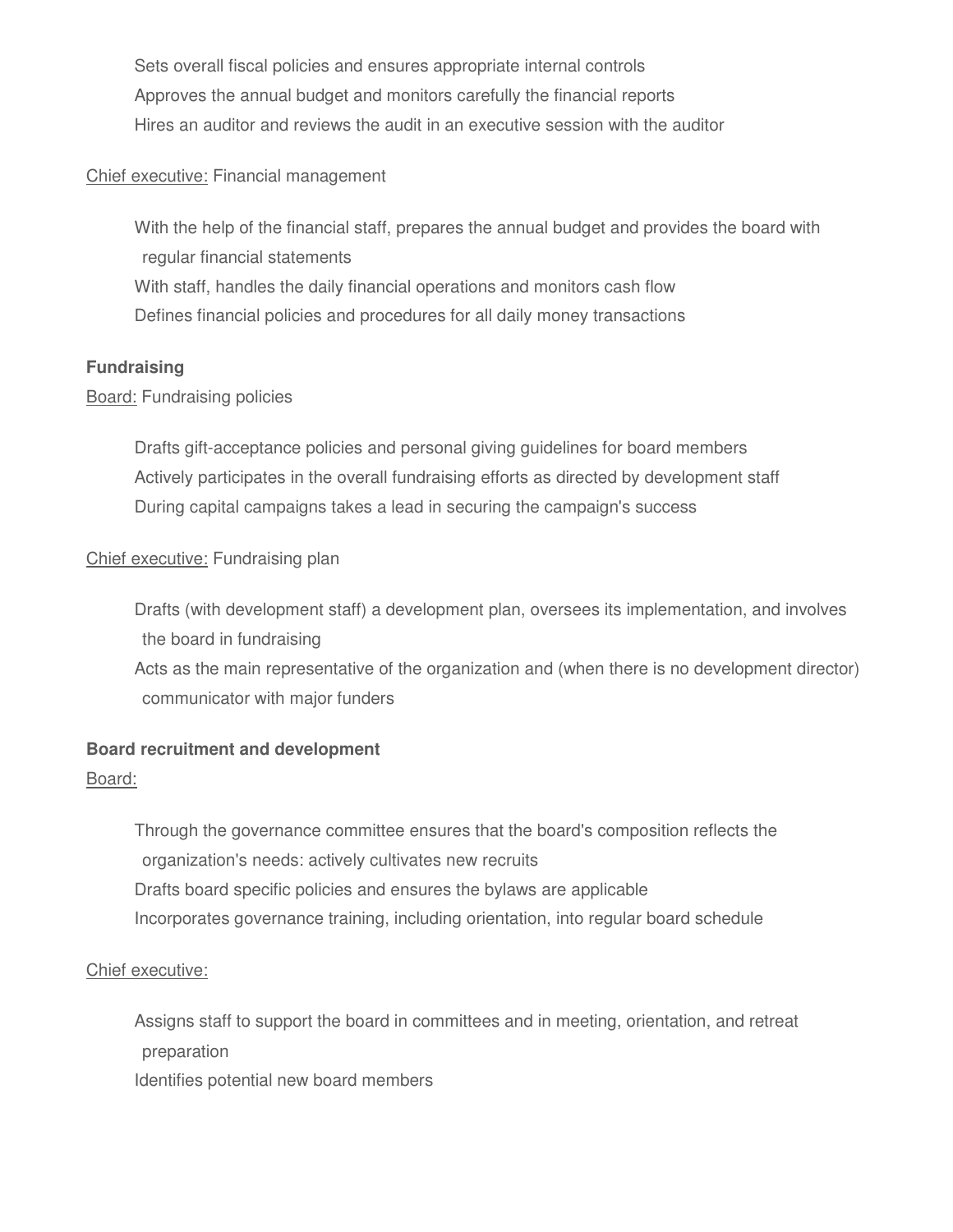Sets overall fiscal policies and ensures appropriate internal controls
Approves the annual budget and monitors carefully the financial reports
Hires an auditor and reviews the audit in an executive session with the auditor

Chief executive: Financial management

With the help of the financial staff, prepares the annual budget and provides the board with regular financial statements
With staff, handles the daily financial operations and monitors cash flow
Defines financial policies and procedures for all daily money transactions

**Fundraising**

Board: Fundraising policies

Drafts gift-acceptance policies and personal giving guidelines for board members
Actively participates in the overall fundraising efforts as directed by development staff
During capital campaigns takes a lead in securing the campaign's success

Chief executive: Fundraising plan

Drafts (with development staff) a development plan, oversees its implementation, and involves the board in fundraising
Acts as the main representative of the organization and (when there is no development director) communicator with major funders

**Board recruitment and development**

Board:

Through the governance committee ensures that the board's composition reflects the organization's needs: actively cultivates new recruits
Drafts board specific policies and ensures the bylaws are applicable
Incorporates governance training, including orientation, into regular board schedule

Chief executive:

Assigns staff to support the board in committees and in meeting, orientation, and retreat preparation
Identifies potential new board members